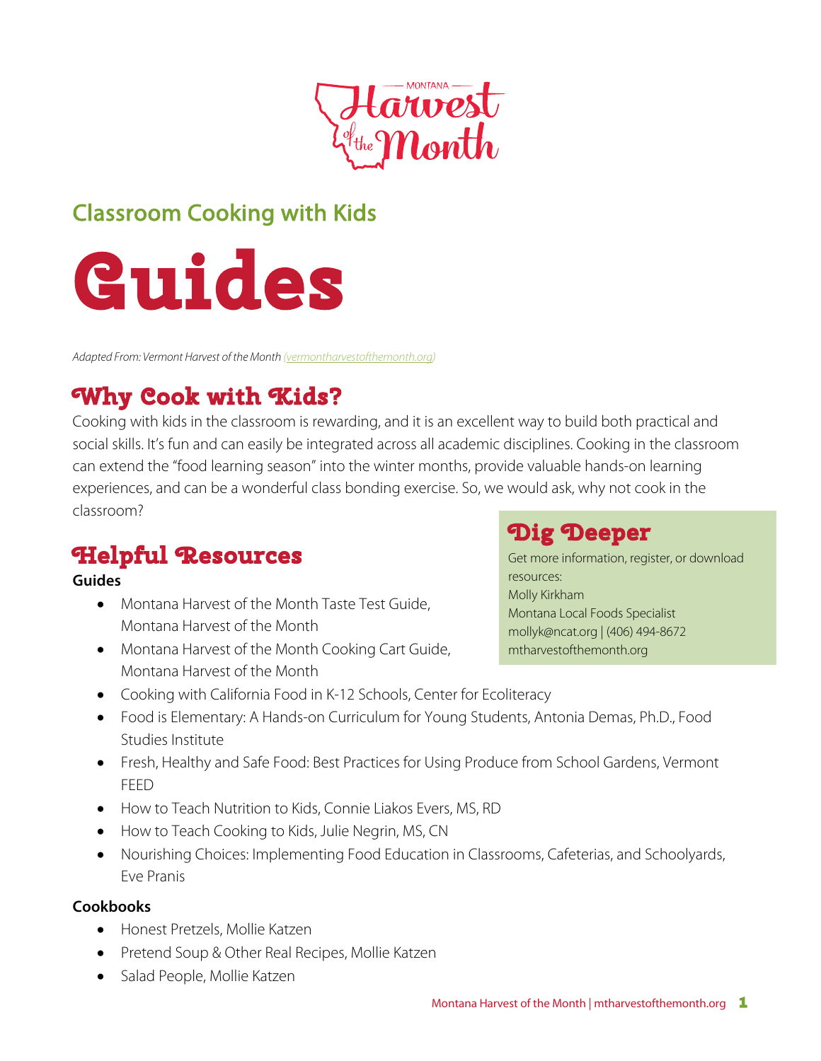MONTANA Harvest of the Month

## Classroom Cooking with Kids

# Guides

*Adapted From: Vermont Harvest of the Month (vermontharvestofthemonth.org)*

## Why Cook with Kids?

Cooking with kids in the classroom is rewarding, and it is an excellent way to build both practical and social skills. It's fun and can easily be integrated across all academic disciplines. Cooking in the classroom can extend the "food learning season" into the winter months, provide valuable hands-on learning experiences, and can be a wonderful class bonding exercise. So, we would ask, why not cook in the classroom?

## Dig Deeper

Get more information, register, or download resources:
Molly Kirkham
Montana Local Foods Specialist
mollyk@ncat.org | (406) 494-8672
mtharvestofthemonth.org

## Helpful Resources

**Guides**

- Montana Harvest of the Month Taste Test Guide, Montana Harvest of the Month
- Montana Harvest of the Month Cooking Cart Guide, Montana Harvest of the Month
- Cooking with California Food in K-12 Schools, Center for Ecoliteracy
- Food is Elementary: A Hands-on Curriculum for Young Students, Antonia Demas, Ph.D., Food Studies Institute
- Fresh, Healthy and Safe Food: Best Practices for Using Produce from School Gardens, Vermont FEED
- How to Teach Nutrition to Kids, Connie Liakos Evers, MS, RD
- How to Teach Cooking to Kids, Julie Negrin, MS, CN
- Nourishing Choices: Implementing Food Education in Classrooms, Cafeterias, and Schoolyards, Eve Pranis

**Cookbooks**

- Honest Pretzels, Mollie Katzen
- Pretend Soup & Other Real Recipes, Mollie Katzen
- Salad People, Mollie Katzen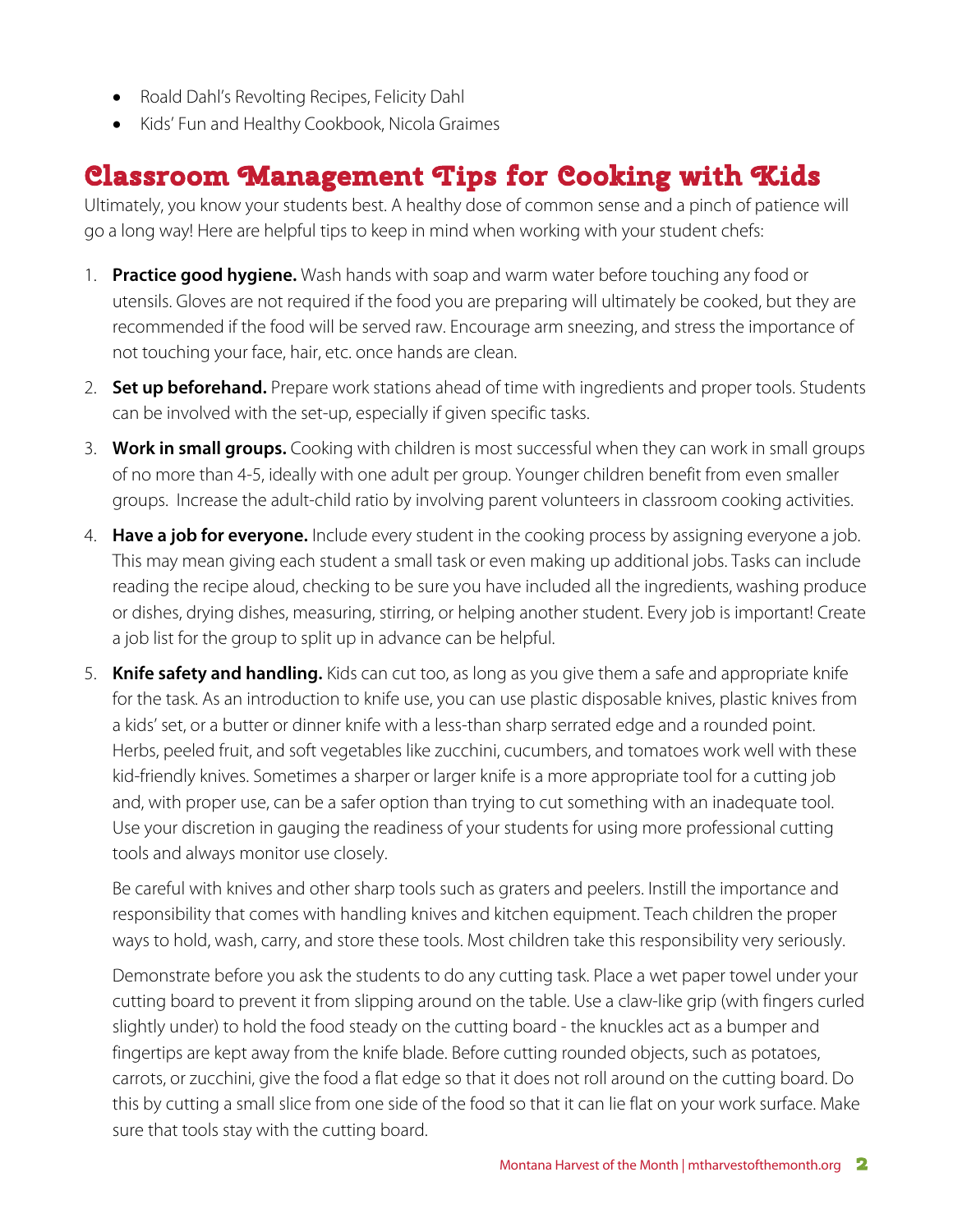- Roald Dahl's Revolting Recipes, Felicity Dahl
- Kids' Fun and Healthy Cookbook, Nicola Graimes

## Classroom Management Tips for Cooking with Kids

Ultimately, you know your students best. A healthy dose of common sense and a pinch of patience will go a long way! Here are helpful tips to keep in mind when working with your student chefs:

1. **Practice good hygiene.** Wash hands with soap and warm water before touching any food or utensils. Gloves are not required if the food you are preparing will ultimately be cooked, but they are recommended if the food will be served raw. Encourage arm sneezing, and stress the importance of not touching your face, hair, etc. once hands are clean.

2. **Set up beforehand.** Prepare work stations ahead of time with ingredients and proper tools. Students can be involved with the set-up, especially if given specific tasks.

3. **Work in small groups.** Cooking with children is most successful when they can work in small groups of no more than 4-5, ideally with one adult per group. Younger children benefit from even smaller groups. Increase the adult-child ratio by involving parent volunteers in classroom cooking activities.

4. **Have a job for everyone.** Include every student in the cooking process by assigning everyone a job. This may mean giving each student a small task or even making up additional jobs. Tasks can include reading the recipe aloud, checking to be sure you have included all the ingredients, washing produce or dishes, drying dishes, measuring, stirring, or helping another student. Every job is important! Create a job list for the group to split up in advance can be helpful.

5. **Knife safety and handling.** Kids can cut too, as long as you give them a safe and appropriate knife for the task. As an introduction to knife use, you can use plastic disposable knives, plastic knives from a kids' set, or a butter or dinner knife with a less-than sharp serrated edge and a rounded point. Herbs, peeled fruit, and soft vegetables like zucchini, cucumbers, and tomatoes work well with these kid-friendly knives. Sometimes a sharper or larger knife is a more appropriate tool for a cutting job and, with proper use, can be a safer option than trying to cut something with an inadequate tool. Use your discretion in gauging the readiness of your students for using more professional cutting tools and always monitor use closely.

   Be careful with knives and other sharp tools such as graters and peelers. Instill the importance and responsibility that comes with handling knives and kitchen equipment. Teach children the proper ways to hold, wash, carry, and store these tools. Most children take this responsibility very seriously.

   Demonstrate before you ask the students to do any cutting task. Place a wet paper towel under your cutting board to prevent it from slipping around on the table. Use a claw-like grip (with fingers curled slightly under) to hold the food steady on the cutting board - the knuckles act as a bumper and fingertips are kept away from the knife blade. Before cutting rounded objects, such as potatoes, carrots, or zucchini, give the food a flat edge so that it does not roll around on the cutting board. Do this by cutting a small slice from one side of the food so that it can lie flat on your work surface. Make sure that tools stay with the cutting board.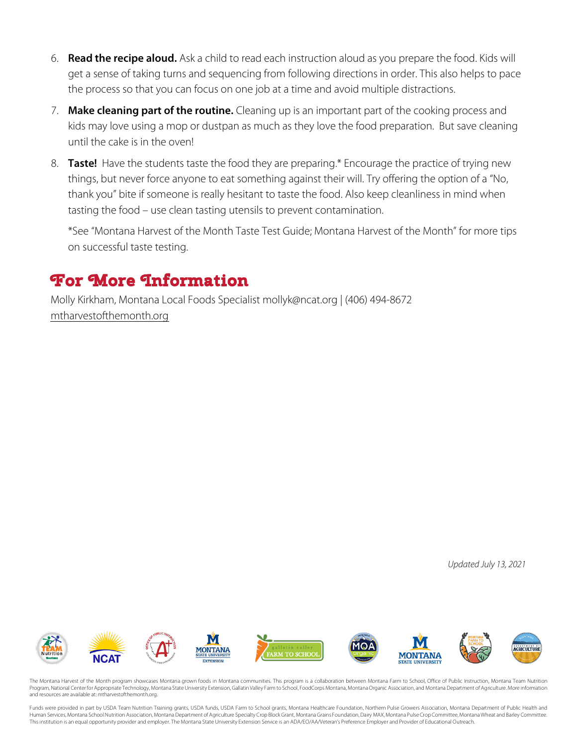6. **Read the recipe aloud.** Ask a child to read each instruction aloud as you prepare the food. Kids will get a sense of taking turns and sequencing from following directions in order. This also helps to pace the process so that you can focus on one job at a time and avoid multiple distractions.

7. **Make cleaning part of the routine.** Cleaning up is an important part of the cooking process and kids may love using a mop or dustpan as much as they love the food preparation. But save cleaning until the cake is in the oven!

8. **Taste!** Have the students taste the food they are preparing.* Encourage the practice of trying new things, but never force anyone to eat something against their will. Try offering the option of a "No, thank you" bite if someone is really hesitant to taste the food. Also keep cleanliness in mind when tasting the food – use clean tasting utensils to prevent contamination.

   *See "Montana Harvest of the Month Taste Test Guide; Montana Harvest of the Month" for more tips on successful taste testing.

## For More Information

Molly Kirkham, Montana Local Foods Specialist mollyk@ncat.org | (406) 494-8672
mtharvestofthemonth.org

*Updated July 13, 2021*

The Montana Harvest of the Month program showcases Montana grown foods in Montana communities. This program is a collaboration between Montana Farm to School, Office of Public Instruction, Montana Team Nutrition Program, National Center for Appropriate Technology, Montana State University Extension, Gallatin Valley Farm to School, FoodCorps Montana, Montana Organic Association, and Montana Department of Agriculture. More information and resources are available at: mtharvestofthemonth.org.

Funds were provided in part by USDA Team Nutrition Training grants, USDA funds, USDA Farm to School grants, Montana Healthcare Foundation, Northern Pulse Growers Association, Montana Department of Public Health and Human Services, Montana School Nutrition Association, Montana Department of Agriculture Specialty Crop Block Grant, Montana Grains Foundation, Dairy MAX, Montana Pulse Crop Committee, Montana Wheat and Barley Committee. This institution is an equal opportunity provider and employer. The Montana State University Extension Service is an ADA/EO/AA/Veteran's Preference Employer and Provider of Educational Outreach.